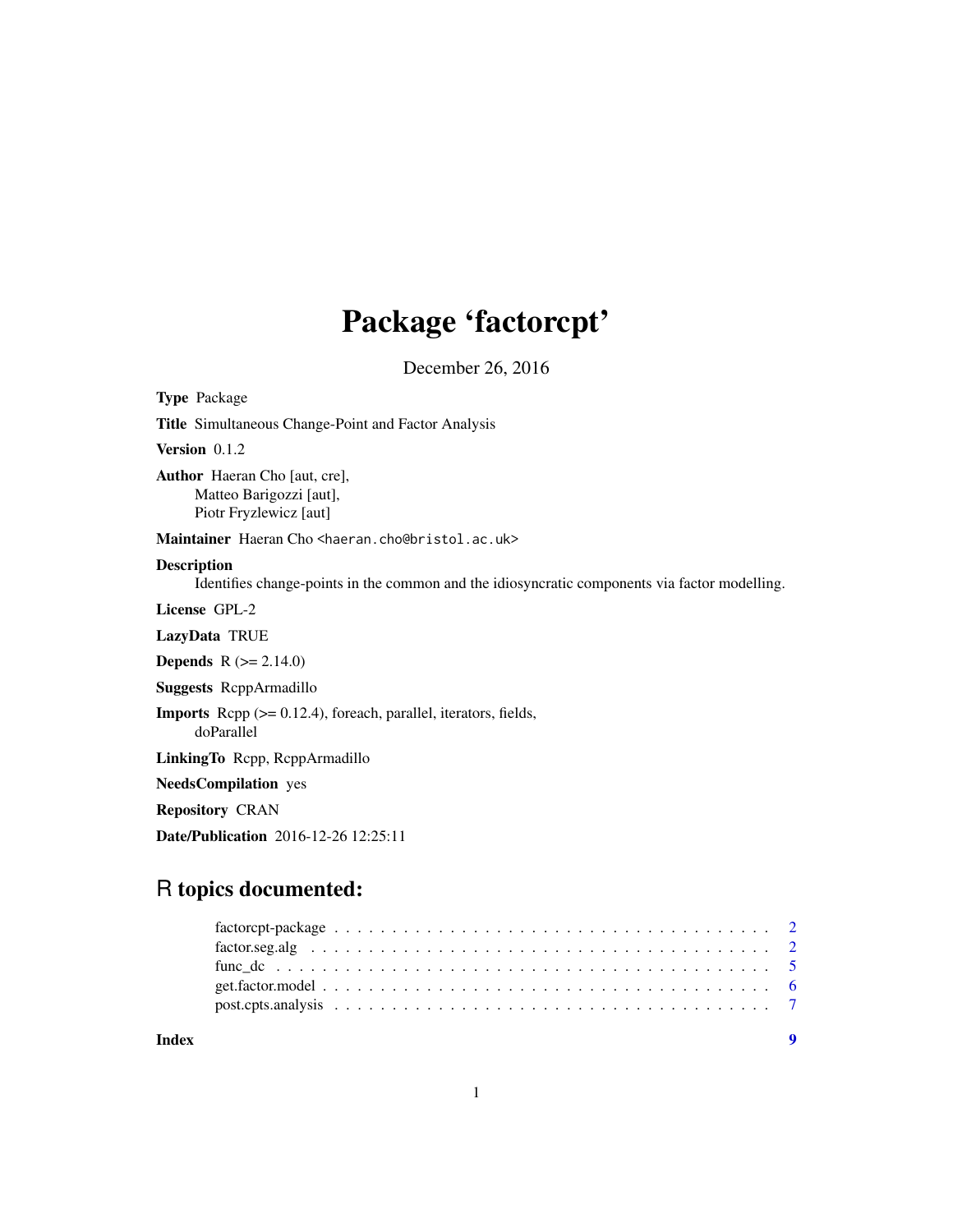# Package 'factorcpt'

December 26, 2016

**Type** Package

**Title** Simultaneous Change-Point and Factor Analysis

**Version** 0.1.2

**Author** Haeran Cho [aut, cre],
Matteo Barigozzi [aut],
Piotr Fryzlewicz [aut]

**Maintainer** Haeran Cho <haeran.cho@bristol.ac.uk>

**Description**
Identifies change-points in the common and the idiosyncratic components via factor modelling.

**License** GPL-2

**LazyData** TRUE

**Depends** R (>= 2.14.0)

**Suggests** RcppArmadillo

**Imports** Rcpp (>= 0.12.4), foreach, parallel, iterators, fields,
doParallel

**LinkingTo** Rcpp, RcppArmadillo

**NeedsCompilation** yes

**Repository** CRAN

**Date/Publication** 2016-12-26 12:25:11

## R topics documented:

factorcpt-package . . . . . . . . . . . . . . . . . . . . . . . . . . . . . . . . . . . . . . . 2
factor.seg.alg . . . . . . . . . . . . . . . . . . . . . . . . . . . . . . . . . . . . . . . . . 2
func_dc . . . . . . . . . . . . . . . . . . . . . . . . . . . . . . . . . . . . . . . . . . . . 5
get.factor.model . . . . . . . . . . . . . . . . . . . . . . . . . . . . . . . . . . . . . . . 6
post.cpts.analysis . . . . . . . . . . . . . . . . . . . . . . . . . . . . . . . . . . . . . . 7

**Index** **9**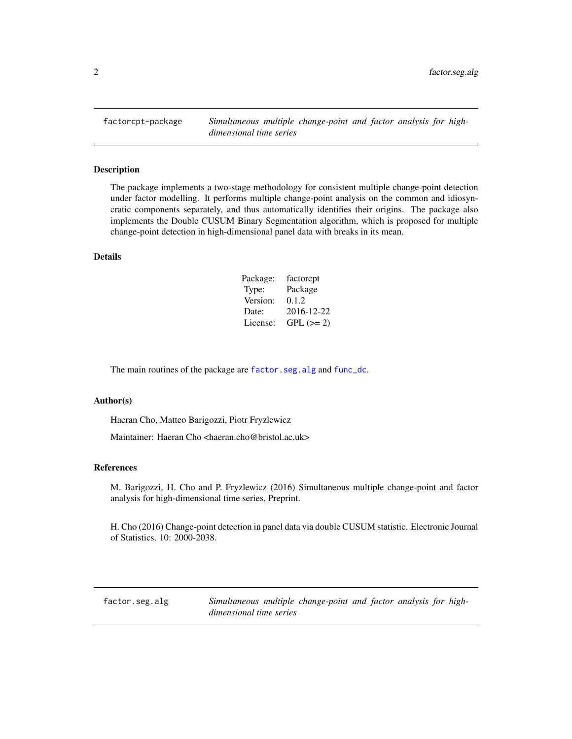## factorcpt-package — *Simultaneous multiple change-point and factor analysis for high-dimensional time series*

### Description

The package implements a two-stage methodology for consistent multiple change-point detection under factor modelling. It performs multiple change-point analysis on the common and idiosyncratic components separately, and thus automatically identifies their origins. The package also implements the Double CUSUM Binary Segmentation algorithm, which is proposed for multiple change-point detection in high-dimensional panel data with breaks in its mean.

### Details

| | |
|---|---|
| Package: | factorcpt |
| Type: | Package |
| Version: | 0.1.2 |
| Date: | 2016-12-22 |
| License: | GPL (>= 2) |

The main routines of the package are `factor.seg.alg` and `func_dc`.

### Author(s)

Haeran Cho, Matteo Barigozzi, Piotr Fryzlewicz

Maintainer: Haeran Cho <haeran.cho@bristol.ac.uk>

### References

M. Barigozzi, H. Cho and P. Fryzlewicz (2016) Simultaneous multiple change-point and factor analysis for high-dimensional time series, Preprint.

H. Cho (2016) Change-point detection in panel data via double CUSUM statistic. Electronic Journal of Statistics. 10: 2000-2038.

## factor.seg.alg — *Simultaneous multiple change-point and factor analysis for high-dimensional time series*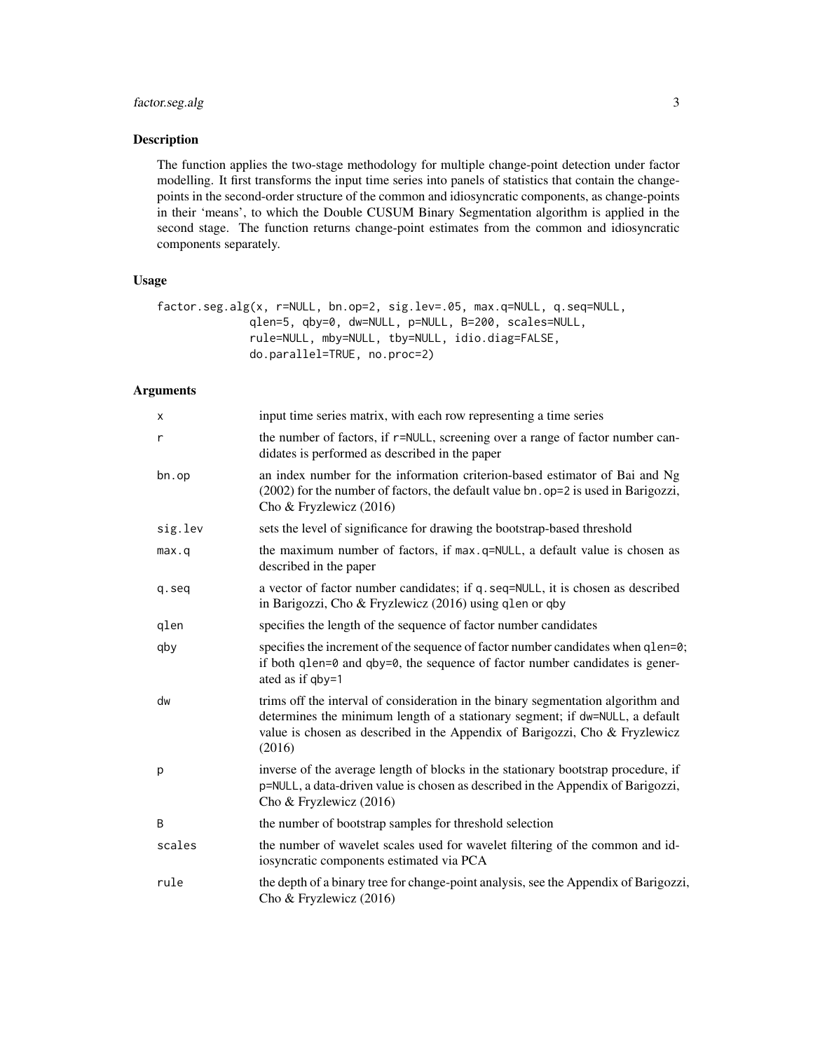## Description

The function applies the two-stage methodology for multiple change-point detection under factor modelling. It first transforms the input time series into panels of statistics that contain the change-points in the second-order structure of the common and idiosyncratic components, as change-points in their 'means', to which the Double CUSUM Binary Segmentation algorithm is applied in the second stage. The function returns change-point estimates from the common and idiosyncratic components separately.

## Usage

```
factor.seg.alg(x, r=NULL, bn.op=2, sig.lev=.05, max.q=NULL, q.seq=NULL,
              qlen=5, qby=0, dw=NULL, p=NULL, B=200, scales=NULL,
              rule=NULL, mby=NULL, tby=NULL, idio.diag=FALSE,
              do.parallel=TRUE, no.proc=2)
```

## Arguments

| | |
|---|---|
| x | input time series matrix, with each row representing a time series |
| r | the number of factors, if r=NULL, screening over a range of factor number candidates is performed as described in the paper |
| bn.op | an index number for the information criterion-based estimator of Bai and Ng (2002) for the number of factors, the default value bn.op=2 is used in Barigozzi, Cho & Fryzlewicz (2016) |
| sig.lev | sets the level of significance for drawing the bootstrap-based threshold |
| max.q | the maximum number of factors, if max.q=NULL, a default value is chosen as described in the paper |
| q.seq | a vector of factor number candidates; if q.seq=NULL, it is chosen as described in Barigozzi, Cho & Fryzlewicz (2016) using qlen or qby |
| qlen | specifies the length of the sequence of factor number candidates |
| qby | specifies the increment of the sequence of factor number candidates when qlen=0; if both qlen=0 and qby=0, the sequence of factor number candidates is generated as if qby=1 |
| dw | trims off the interval of consideration in the binary segmentation algorithm and determines the minimum length of a stationary segment; if dw=NULL, a default value is chosen as described in the Appendix of Barigozzi, Cho & Fryzlewicz (2016) |
| p | inverse of the average length of blocks in the stationary bootstrap procedure, if p=NULL, a data-driven value is chosen as described in the Appendix of Barigozzi, Cho & Fryzlewicz (2016) |
| B | the number of bootstrap samples for threshold selection |
| scales | the number of wavelet scales used for wavelet filtering of the common and idiosyncratic components estimated via PCA |
| rule | the depth of a binary tree for change-point analysis, see the Appendix of Barigozzi, Cho & Fryzlewicz (2016) |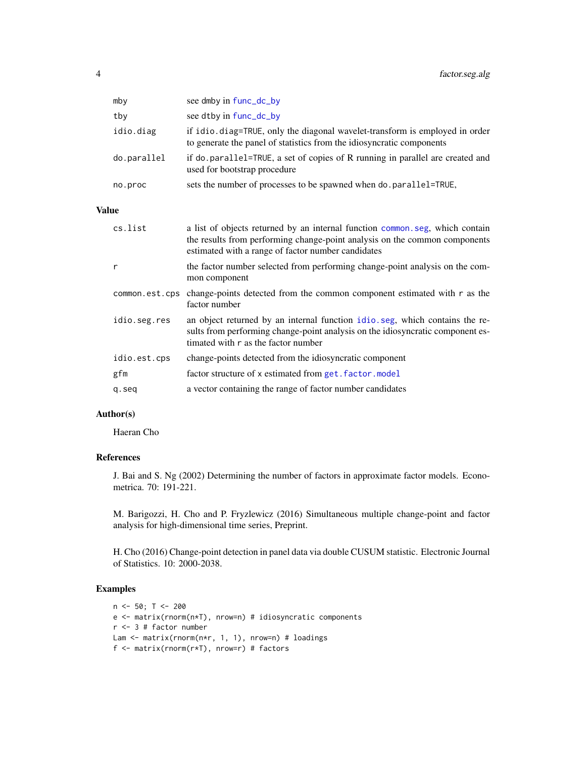| | |
|---|---|
| mby | see dmby in func_dc_by |
| tby | see dtby in func_dc_by |
| idio.diag | if idio.diag=TRUE, only the diagonal wavelet-transform is employed in order to generate the panel of statistics from the idiosyncratic components |
| do.parallel | if do.parallel=TRUE, a set of copies of R running in parallel are created and used for bootstrap procedure |
| no.proc | sets the number of processes to be spawned when do.parallel=TRUE, |

## Value

| | |
|---|---|
| cs.list | a list of objects returned by an internal function common.seg, which contain the results from performing change-point analysis on the common components estimated with a range of factor number candidates |
| r | the factor number selected from performing change-point analysis on the common component |
| common.est.cps | change-points detected from the common component estimated with r as the factor number |
| idio.seg.res | an object returned by an internal function idio.seg, which contains the results from performing change-point analysis on the idiosyncratic component estimated with r as the factor number |
| idio.est.cps | change-points detected from the idiosyncratic component |
| gfm | factor structure of x estimated from get.factor.model |
| q.seq | a vector containing the range of factor number candidates |

## Author(s)

Haeran Cho

## References

J. Bai and S. Ng (2002) Determining the number of factors in approximate factor models. Econometrica. 70: 191-221.

M. Barigozzi, H. Cho and P. Fryzlewicz (2016) Simultaneous multiple change-point and factor analysis for high-dimensional time series, Preprint.

H. Cho (2016) Change-point detection in panel data via double CUSUM statistic. Electronic Journal of Statistics. 10: 2000-2038.

## Examples

```
n <- 50; T <- 200
e <- matrix(rnorm(n*T), nrow=n) # idiosyncratic components
r <- 3 # factor number
Lam <- matrix(rnorm(n*r, 1, 1), nrow=n) # loadings
f <- matrix(rnorm(r*T), nrow=r) # factors
```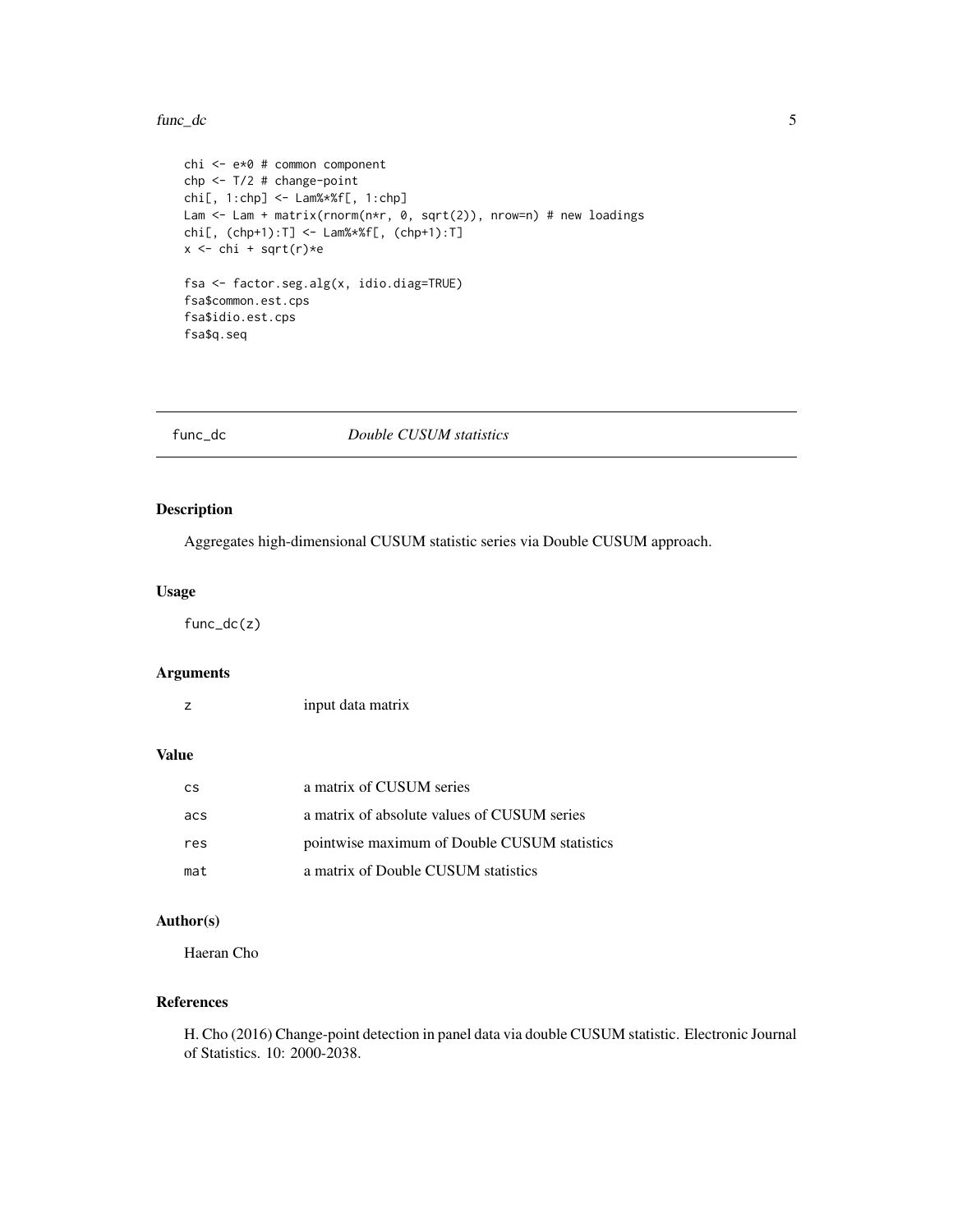```
chi <- e*0 # common component
chp <- T/2 # change-point
chi[, 1:chp] <- Lam%*%f[, 1:chp]
Lam <- Lam + matrix(rnorm(n*r, 0, sqrt(2)), nrow=n) # new loadings
chi[, (chp+1):T] <- Lam%*%f[, (chp+1):T]
x <- chi + sqrt(r)*e

fsa <- factor.seg.alg(x, idio.diag=TRUE)
fsa$common.est.cps
fsa$idio.est.cps
fsa$q.seq
```

---

## func_dc *Double CUSUM statistics*

### Description

Aggregates high-dimensional CUSUM statistic series via Double CUSUM approach.

### Usage

```
func_dc(z)
```

### Arguments

| | |
|---|---|
| z | input data matrix |

### Value

| | |
|---|---|
| cs | a matrix of CUSUM series |
| acs | a matrix of absolute values of CUSUM series |
| res | pointwise maximum of Double CUSUM statistics |
| mat | a matrix of Double CUSUM statistics |

### Author(s)

Haeran Cho

### References

H. Cho (2016) Change-point detection in panel data via double CUSUM statistic. Electronic Journal of Statistics. 10: 2000-2038.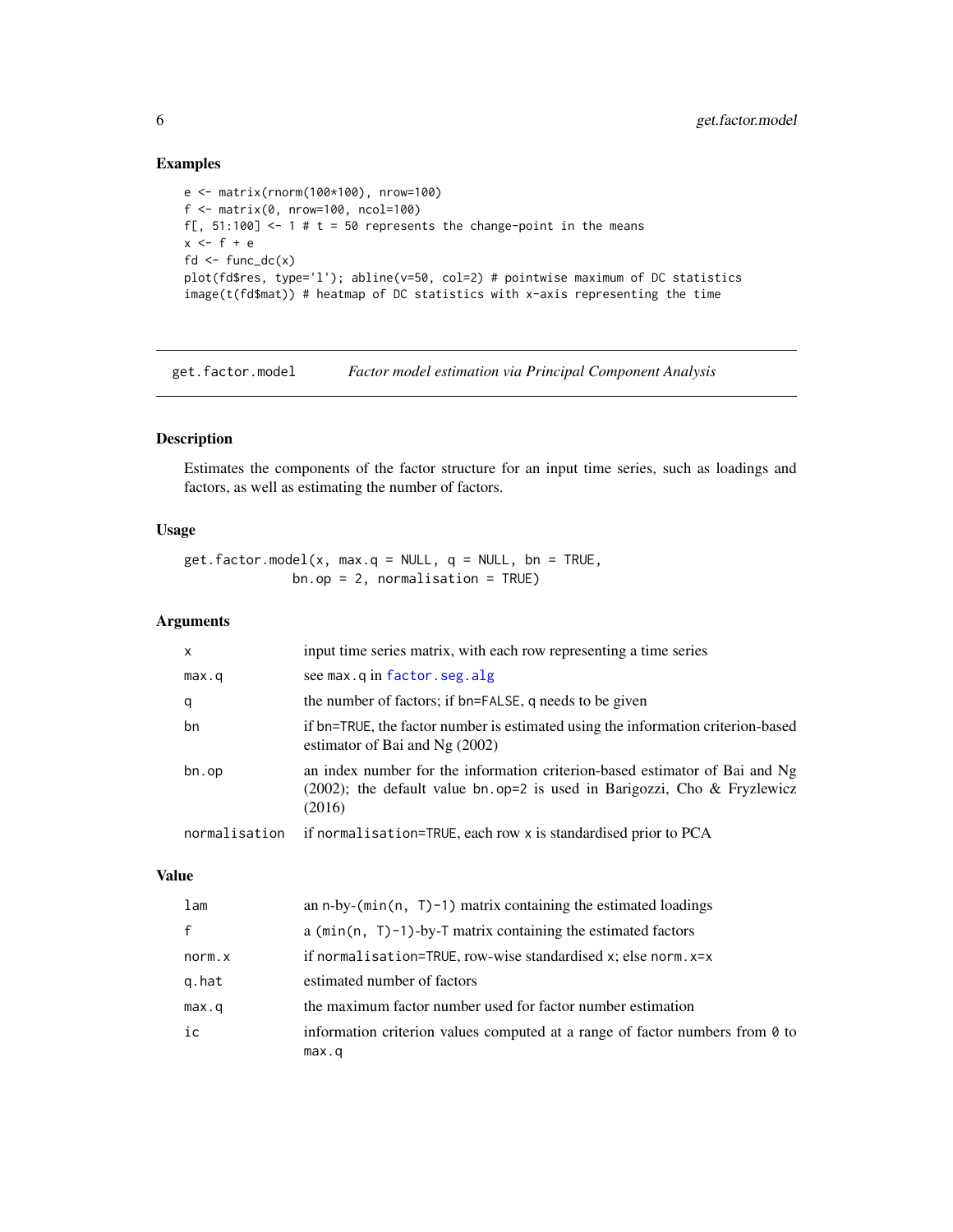### Examples

```
e <- matrix(rnorm(100*100), nrow=100)
f <- matrix(0, nrow=100, ncol=100)
f[, 51:100] <- 1 # t = 50 represents the change-point in the means
x <- f + e
fd <- func_dc(x)
plot(fd$res, type='l'); abline(v=50, col=2) # pointwise maximum of DC statistics
image(t(fd$mat)) # heatmap of DC statistics with x-axis representing the time
```

---

## get.factor.model — *Factor model estimation via Principal Component Analysis*

---

### Description

Estimates the components of the factor structure for an input time series, such as loadings and factors, as well as estimating the number of factors.

### Usage

```
get.factor.model(x, max.q = NULL, q = NULL, bn = TRUE,
                 bn.op = 2, normalisation = TRUE)
```

### Arguments

| | |
|---|---|
| `x` | input time series matrix, with each row representing a time series |
| `max.q` | see `max.q` in `factor.seg.alg` |
| `q` | the number of factors; if `bn=FALSE`, `q` needs to be given |
| `bn` | if `bn=TRUE`, the factor number is estimated using the information criterion-based estimator of Bai and Ng (2002) |
| `bn.op` | an index number for the information criterion-based estimator of Bai and Ng (2002); the default value `bn.op=2` is used in Barigozzi, Cho & Fryzlewicz (2016) |
| `normalisation` | if `normalisation=TRUE`, each row `x` is standardised prior to PCA |

### Value

| | |
|---|---|
| `lam` | an n-by-`(min(n, T)-1)` matrix containing the estimated loadings |
| `f` | a `(min(n, T)-1)`-by-T matrix containing the estimated factors |
| `norm.x` | if `normalisation=TRUE`, row-wise standardised `x`; else `norm.x=x` |
| `q.hat` | estimated number of factors |
| `max.q` | the maximum factor number used for factor number estimation |
| `ic` | information criterion values computed at a range of factor numbers from `0` to `max.q` |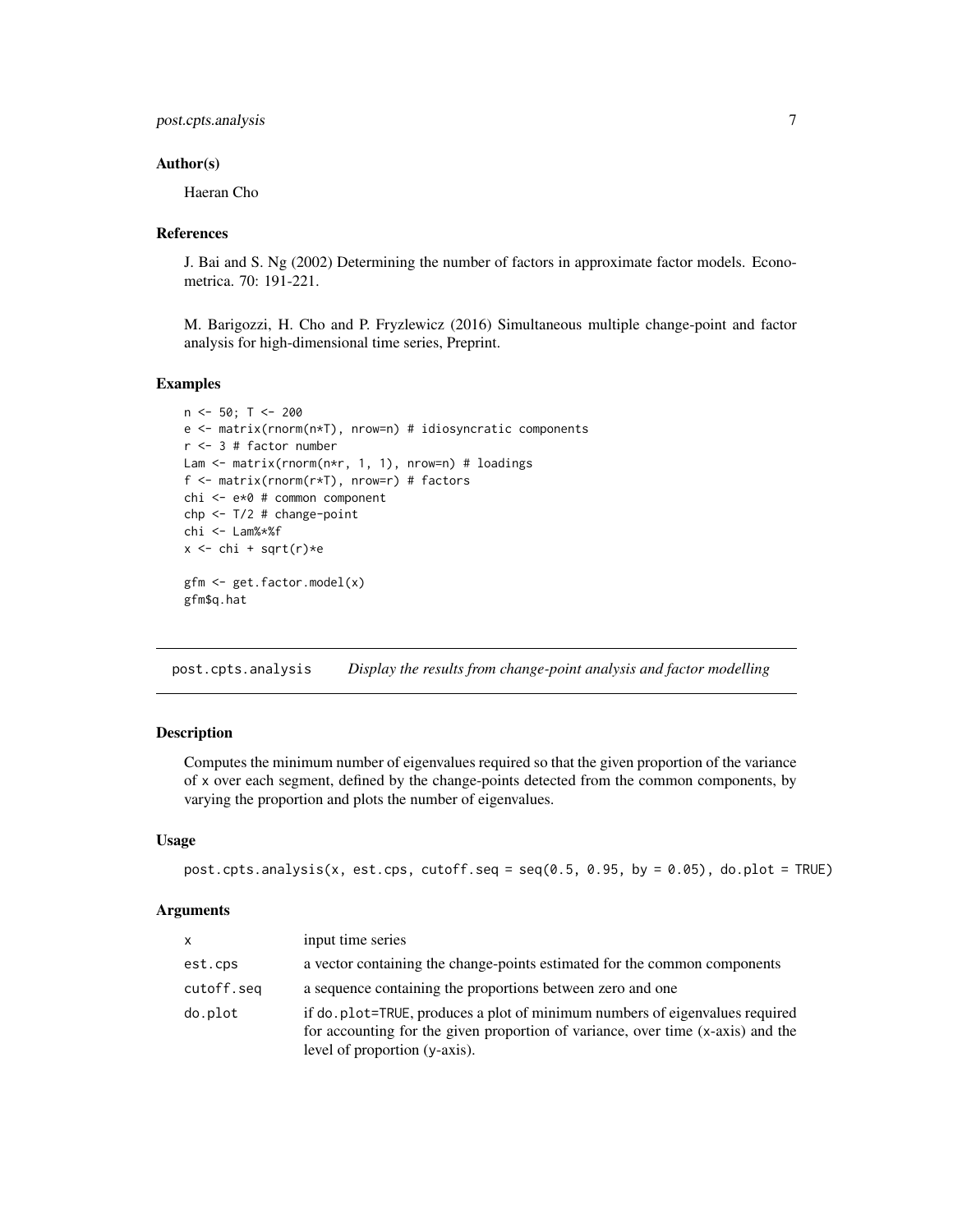## Author(s)

Haeran Cho

## References

J. Bai and S. Ng (2002) Determining the number of factors in approximate factor models. Econometrica. 70: 191-221.

M. Barigozzi, H. Cho and P. Fryzlewicz (2016) Simultaneous multiple change-point and factor analysis for high-dimensional time series, Preprint.

## Examples

```
n <- 50; T <- 200
e <- matrix(rnorm(n*T), nrow=n) # idiosyncratic components
r <- 3 # factor number
Lam <- matrix(rnorm(n*r, 1, 1), nrow=n) # loadings
f <- matrix(rnorm(r*T), nrow=r) # factors
chi <- e*0 # common component
chp <- T/2 # change-point
chi <- Lam%*%f
x <- chi + sqrt(r)*e

gfm <- get.factor.model(x)
gfm$q.hat
```

---

# `post.cpts.analysis` *Display the results from change-point analysis and factor modelling*

## Description

Computes the minimum number of eigenvalues required so that the given proportion of the variance of `x` over each segment, defined by the change-points detected from the common components, by varying the proportion and plots the number of eigenvalues.

## Usage

```
post.cpts.analysis(x, est.cps, cutoff.seq = seq(0.5, 0.95, by = 0.05), do.plot = TRUE)
```

## Arguments

| | |
|---|---|
| `x` | input time series |
| `est.cps` | a vector containing the change-points estimated for the common components |
| `cutoff.seq` | a sequence containing the proportions between zero and one |
| `do.plot` | if `do.plot=TRUE`, produces a plot of minimum numbers of eigenvalues required for accounting for the given proportion of variance, over time (x-axis) and the level of proportion (y-axis). |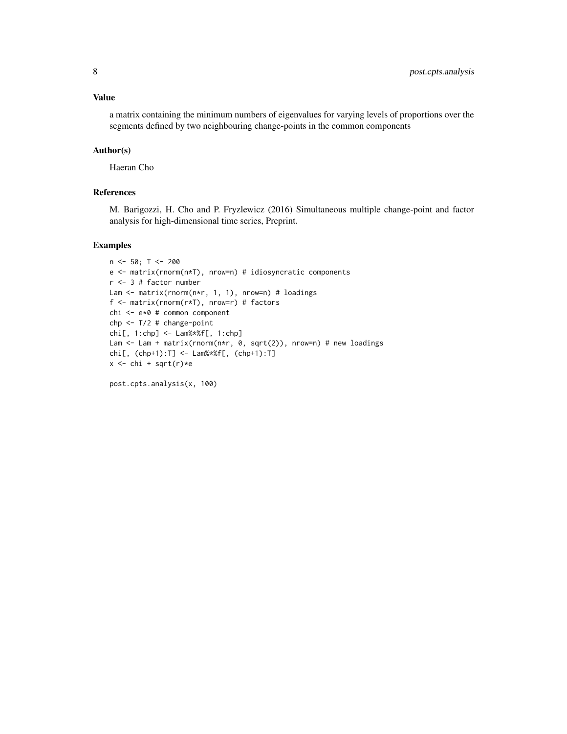### Value

a matrix containing the minimum numbers of eigenvalues for varying levels of proportions over the segments defined by two neighbouring change-points in the common components

### Author(s)

Haeran Cho

### References

M. Barigozzi, H. Cho and P. Fryzlewicz (2016) Simultaneous multiple change-point and factor analysis for high-dimensional time series, Preprint.

### Examples

```
n <- 50; T <- 200
e <- matrix(rnorm(n*T), nrow=n) # idiosyncratic components
r <- 3 # factor number
Lam <- matrix(rnorm(n*r, 1, 1), nrow=n) # loadings
f <- matrix(rnorm(r*T), nrow=r) # factors
chi <- e*0 # common component
chp <- T/2 # change-point
chi[, 1:chp] <- Lam%*%f[, 1:chp]
Lam <- Lam + matrix(rnorm(n*r, 0, sqrt(2)), nrow=n) # new loadings
chi[, (chp+1):T] <- Lam%*%f[, (chp+1):T]
x <- chi + sqrt(r)*e

post.cpts.analysis(x, 100)
```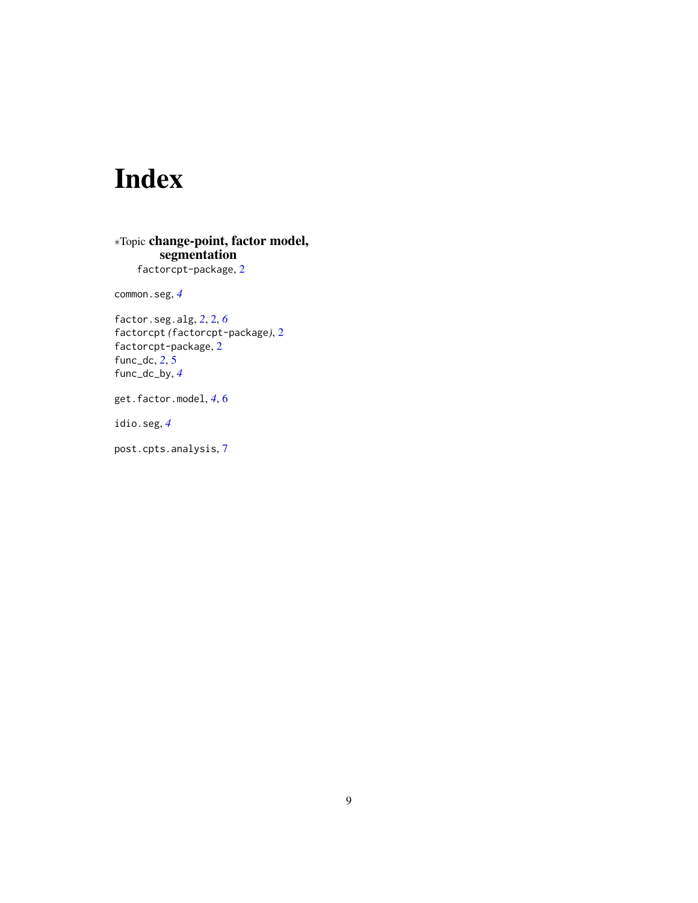# Index

∗Topic **change-point, factor model, segmentation**

factorcpt-package, 2

common.seg, *4*

factor.seg.alg, *2*, 2, *6*
factorcpt *(*factorcpt-package*)*, 2
factorcpt-package, 2
func_dc, *2*, 5
func_dc_by, *4*

get.factor.model, *4*, 6

idio.seg, *4*

post.cpts.analysis, 7